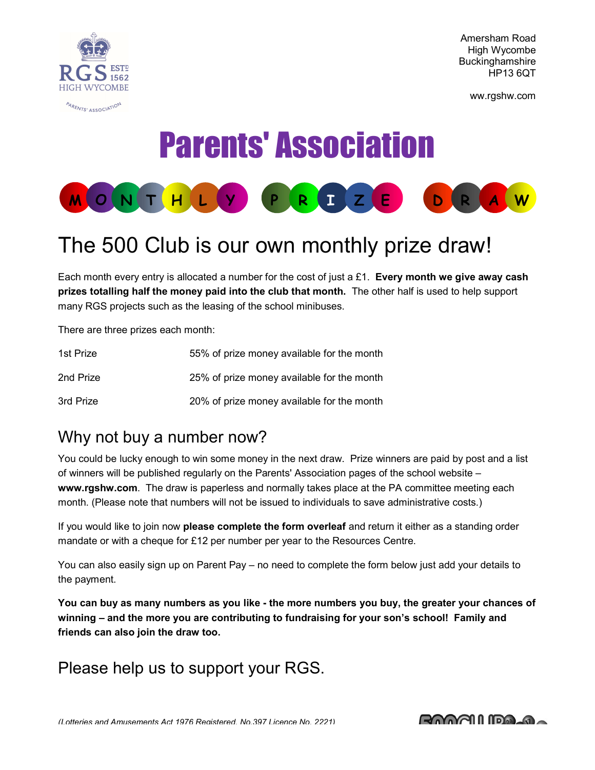Amersham Road
High Wycombe
Buckinghamshire
HP13 6QT

ww.rgshw.com

# Parents' Association

## MONTHLY PRIZE DRAW

## The 500 Club is our own monthly prize draw!

Each month every entry is allocated a number for the cost of just a £1. **Every month we give away cash prizes totalling half the money paid into the club that month.** The other half is used to help support many RGS projects such as the leasing of the school minibuses.

There are three prizes each month:

| | |
|---|---|
| 1st Prize | 55% of prize money available for the month |
| 2nd Prize | 25% of prize money available for the month |
| 3rd Prize | 20% of prize money available for the month |

## Why not buy a number now?

You could be lucky enough to win some money in the next draw. Prize winners are paid by post and a list of winners will be published regularly on the Parents' Association pages of the school website – **www.rgshw.com**. The draw is paperless and normally takes place at the PA committee meeting each month. (Please note that numbers will not be issued to individuals to save administrative costs.)

If you would like to join now **please complete the form overleaf** and return it either as a standing order mandate or with a cheque for £12 per number per year to the Resources Centre.

You can also easily sign up on Parent Pay – no need to complete the form below just add your details to the payment.

**You can buy as many numbers as you like - the more numbers you buy, the greater your chances of winning – and the more you are contributing to fundraising for your son's school! Family and friends can also join the draw too.**

## Please help us to support your RGS.

*(Lotteries and Amusements Act 1976 Registered. No.397 Licence No. 2221)*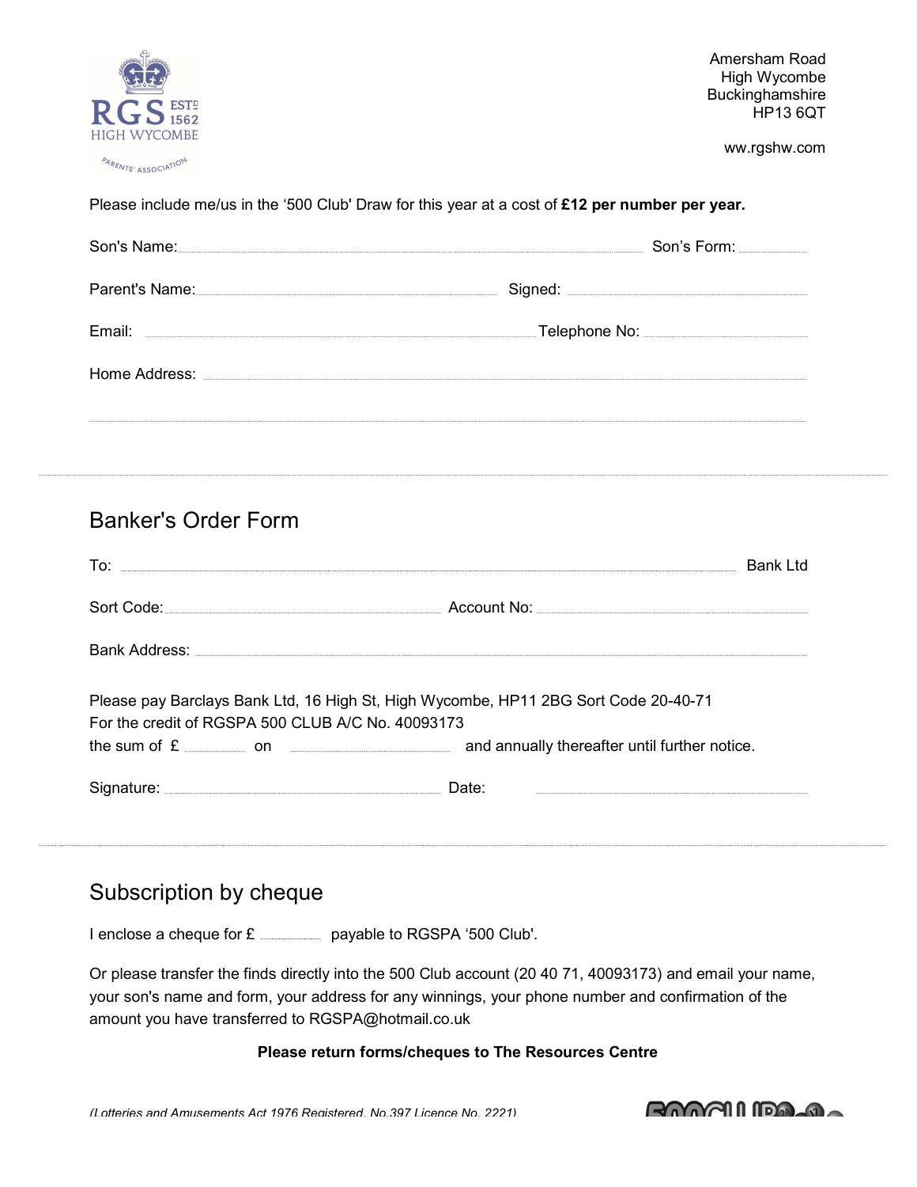RGS ESTD 1562 HIGH WYCOMBE PARENTS' ASSOCIATION

Amersham Road
High Wycombe
Buckinghamshire
HP13 6QT

ww.rgshw.com

Please include me/us in the '500 Club' Draw for this year at a cost of **£12 per number per year.**

Son's Name: .................................................... Son's Form: ..............

Parent's Name: .................................................... Signed: ....................................

Email: .................................................... Telephone No: ....................................

Home Address: ....................................................

....................................................

---

## Banker's Order Form

To: .................................................... Bank Ltd

Sort Code: .................................... Account No: ....................................

Bank Address: ....................................................

Please pay Barclays Bank Ltd, 16 High St, High Wycombe, HP11 2BG Sort Code 20-40-71
For the credit of RGSPA 500 CLUB A/C No. 40093173
the sum of £ .............. on .............................. and annually thereafter until further notice.

Signature: .................................... Date: ....................................

---

## Subscription by cheque

I enclose a cheque for £ .............. payable to RGSPA '500 Club'.

Or please transfer the finds directly into the 500 Club account (20 40 71, 40093173) and email your name, your son's name and form, your address for any winnings, your phone number and confirmation of the amount you have transferred to RGSPA@hotmail.co.uk

**Please return forms/cheques to The Resources Centre**

*(Lotteries and Amusements Act 1976 Registered. No.397 Licence No. 2221)*